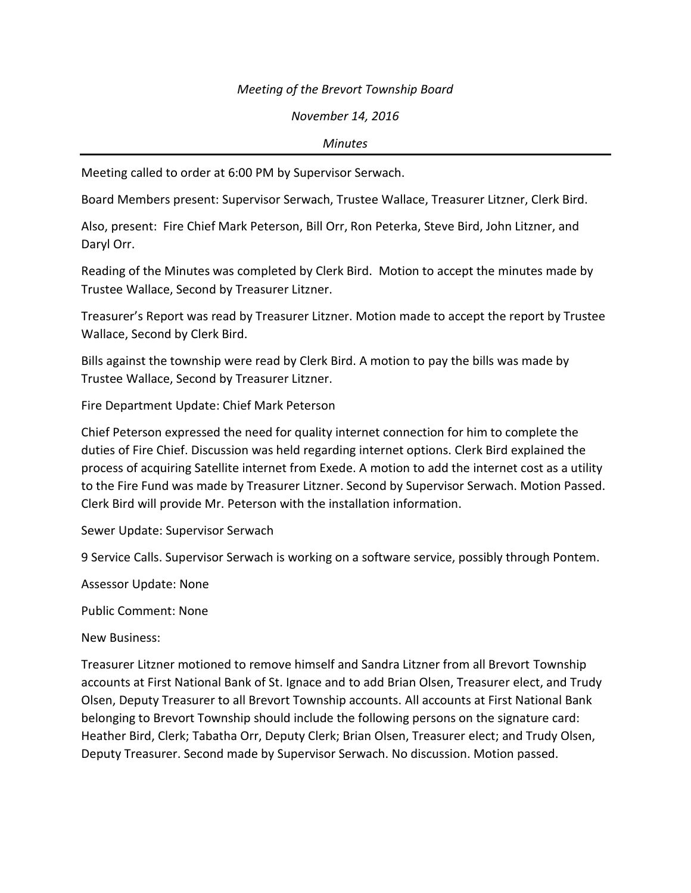*Meeting of the Brevort Township Board*

*November 14, 2016*

*Minutes*

---

Meeting called to order at 6:00 PM by Supervisor Serwach.

Board Members present: Supervisor Serwach, Trustee Wallace, Treasurer Litzner, Clerk Bird.

Also, present: Fire Chief Mark Peterson, Bill Orr, Ron Peterka, Steve Bird, John Litzner, and Daryl Orr.

Reading of the Minutes was completed by Clerk Bird. Motion to accept the minutes made by Trustee Wallace, Second by Treasurer Litzner.

Treasurer's Report was read by Treasurer Litzner. Motion made to accept the report by Trustee Wallace, Second by Clerk Bird.

Bills against the township were read by Clerk Bird. A motion to pay the bills was made by Trustee Wallace, Second by Treasurer Litzner.

Fire Department Update: Chief Mark Peterson

Chief Peterson expressed the need for quality internet connection for him to complete the duties of Fire Chief. Discussion was held regarding internet options. Clerk Bird explained the process of acquiring Satellite internet from Exede. A motion to add the internet cost as a utility to the Fire Fund was made by Treasurer Litzner. Second by Supervisor Serwach. Motion Passed. Clerk Bird will provide Mr. Peterson with the installation information.

Sewer Update: Supervisor Serwach

9 Service Calls. Supervisor Serwach is working on a software service, possibly through Pontem.

Assessor Update: None

Public Comment: None

New Business:

Treasurer Litzner motioned to remove himself and Sandra Litzner from all Brevort Township accounts at First National Bank of St. Ignace and to add Brian Olsen, Treasurer elect, and Trudy Olsen, Deputy Treasurer to all Brevort Township accounts. All accounts at First National Bank belonging to Brevort Township should include the following persons on the signature card: Heather Bird, Clerk; Tabatha Orr, Deputy Clerk; Brian Olsen, Treasurer elect; and Trudy Olsen, Deputy Treasurer. Second made by Supervisor Serwach. No discussion. Motion passed.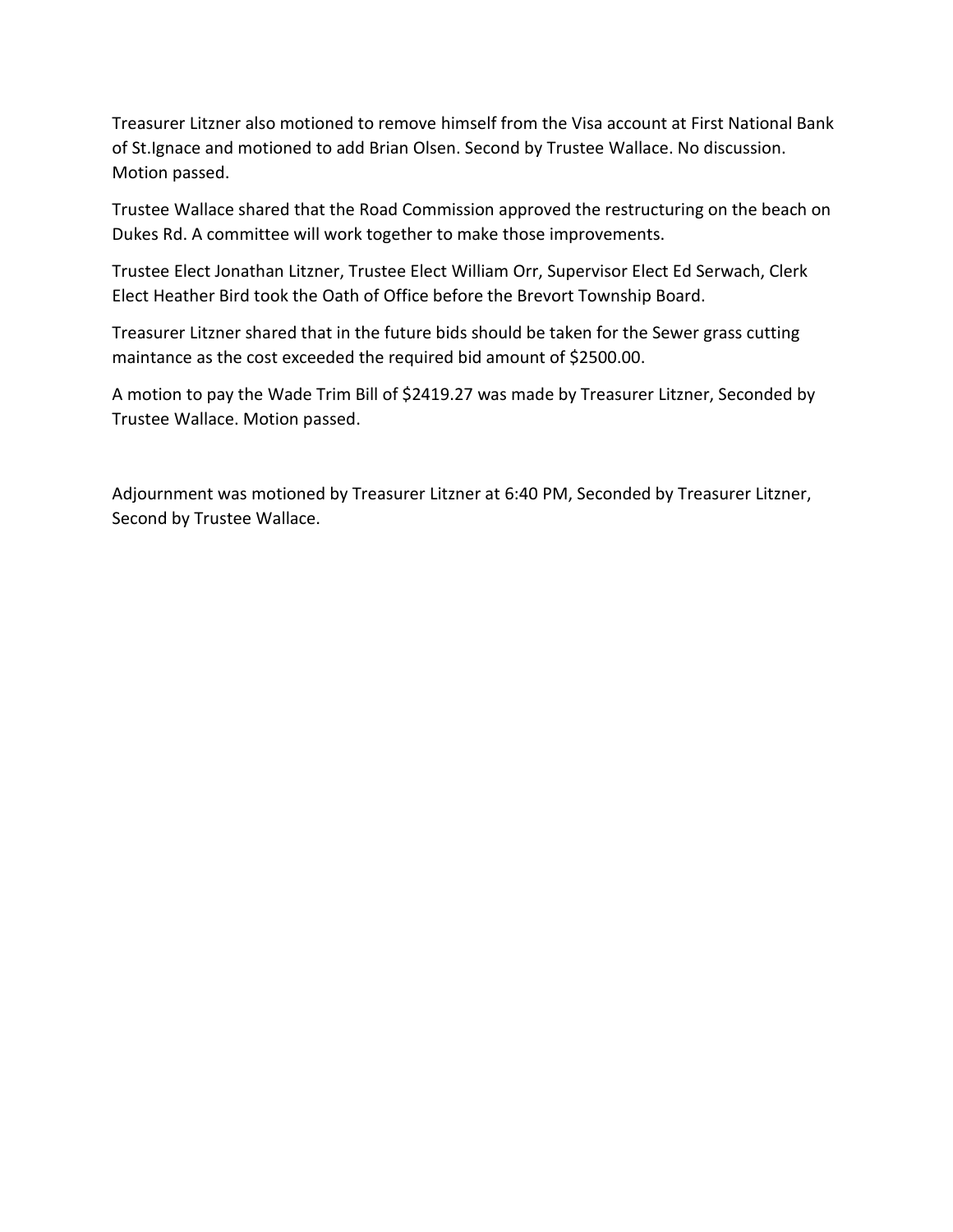Treasurer Litzner also motioned to remove himself from the Visa account at First National Bank of St.Ignace and motioned to add Brian Olsen. Second by Trustee Wallace. No discussion. Motion passed.

Trustee Wallace shared that the Road Commission approved the restructuring on the beach on Dukes Rd. A committee will work together to make those improvements.

Trustee Elect Jonathan Litzner, Trustee Elect William Orr, Supervisor Elect Ed Serwach, Clerk Elect Heather Bird took the Oath of Office before the Brevort Township Board.

Treasurer Litzner shared that in the future bids should be taken for the Sewer grass cutting maintance as the cost exceeded the required bid amount of $2500.00.

A motion to pay the Wade Trim Bill of $2419.27 was made by Treasurer Litzner, Seconded by Trustee Wallace. Motion passed.

Adjournment was motioned by Treasurer Litzner at 6:40 PM, Seconded by Treasurer Litzner, Second by Trustee Wallace.